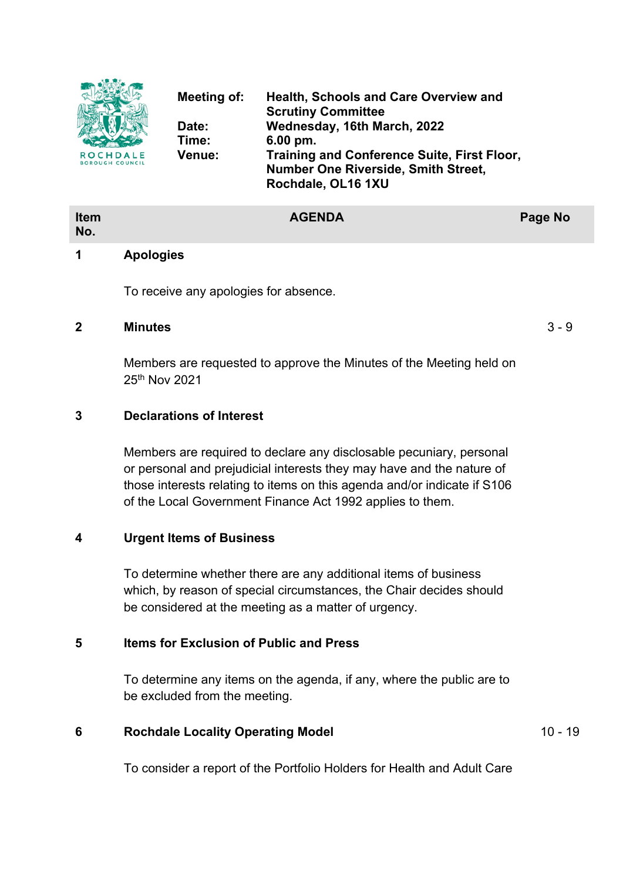ROCHDALE BOROUGH COUNCIL

| | |
|---|---|
| **Meeting of:** | **Health, Schools and Care Overview and Scrutiny Committee** |
| **Date:** | **Wednesday, 16th March, 2022** |
| **Time:** | **6.00 pm.** |
| **Venue:** | **Training and Conference Suite, First Floor, Number One Riverside, Smith Street, Rochdale, OL16 1XU** |

| Item No. | AGENDA | Page No |
|---|---|---|
| **1** | **Apologies**<br><br>To receive any apologies for absence. | |
| **2** | **Minutes**<br><br>Members are requested to approve the Minutes of the Meeting held on 25th Nov 2021 | 3 - 9 |
| **3** | **Declarations of Interest**<br><br>Members are required to declare any disclosable pecuniary, personal or personal and prejudicial interests they may have and the nature of those interests relating to items on this agenda and/or indicate if S106 of the Local Government Finance Act 1992 applies to them. | |
| **4** | **Urgent Items of Business**<br><br>To determine whether there are any additional items of business which, by reason of special circumstances, the Chair decides should be considered at the meeting as a matter of urgency. | |
| **5** | **Items for Exclusion of Public and Press**<br><br>To determine any items on the agenda, if any, where the public are to be excluded from the meeting. | |
| **6** | **Rochdale Locality Operating Model**<br><br>To consider a report of the Portfolio Holders for Health and Adult Care | 10 - 19 |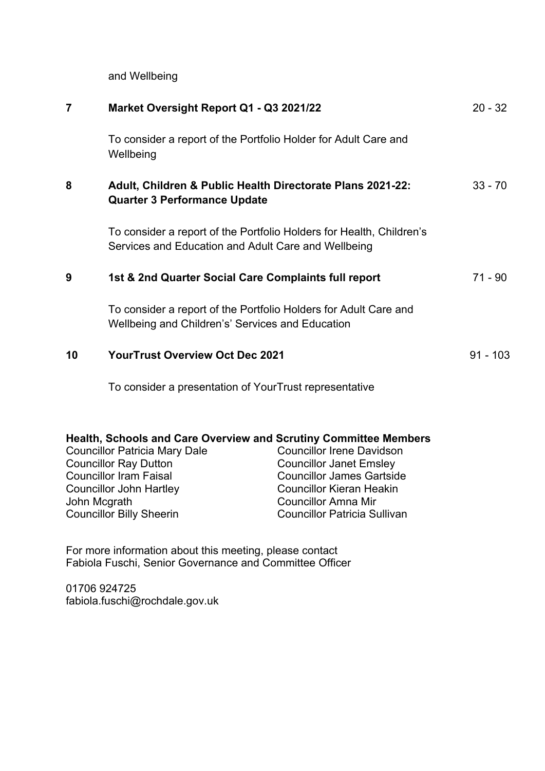and Wellbeing

| | | | |
|---|---|---|---|
| 7 | **Market Oversight Report Q1 - Q3 2021/22** | 20 - 32 |
| | To consider a report of the Portfolio Holder for Adult Care and Wellbeing | |
| 8 | **Adult, Children & Public Health Directorate Plans 2021-22: Quarter 3 Performance Update** | 33 - 70 |
| | To consider a report of the Portfolio Holders for Health, Children's Services and Education and Adult Care and Wellbeing | |
| 9 | **1st & 2nd Quarter Social Care Complaints full report** | 71 - 90 |
| | To consider a report of the Portfolio Holders for Adult Care and Wellbeing and Children's' Services and Education | |
| 10 | **YourTrust Overview Oct Dec 2021** | 91 - 103 |
| | To consider a presentation of YourTrust representative | |

**Health, Schools and Care Overview and Scrutiny Committee Members**

Councillor Patricia Mary Dale
Councillor Ray Dutton
Councillor Iram Faisal
Councillor John Hartley
John Mcgrath
Councillor Billy Sheerin
Councillor Irene Davidson
Councillor Janet Emsley
Councillor James Gartside
Councillor Kieran Heakin
Councillor Amna Mir
Councillor Patricia Sullivan

For more information about this meeting, please contact
Fabiola Fuschi, Senior Governance and Committee Officer

01706 924725
fabiola.fuschi@rochdale.gov.uk